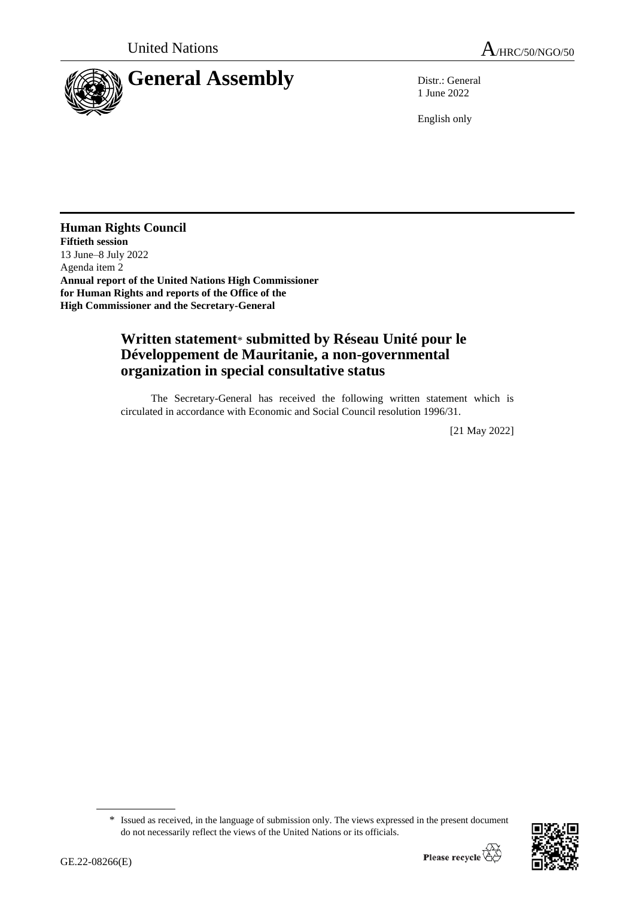United Nations A/HRC/50/NGO/50

# General Assembly

Distr.: General
1 June 2022

English only

**Human Rights Council**
**Fiftieth session**
13 June–8 July 2022
Agenda item 2
**Annual report of the United Nations High Commissioner for Human Rights and reports of the Office of the High Commissioner and the Secretary-General**

## Written statement* submitted by Réseau Unité pour le Développement de Mauritanie, a non-governmental organization in special consultative status

The Secretary-General has received the following written statement which is circulated in accordance with Economic and Social Council resolution 1996/31.

[21 May 2022]

\* Issued as received, in the language of submission only. The views expressed in the present document do not necessarily reflect the views of the United Nations or its officials.

GE.22-08266(E)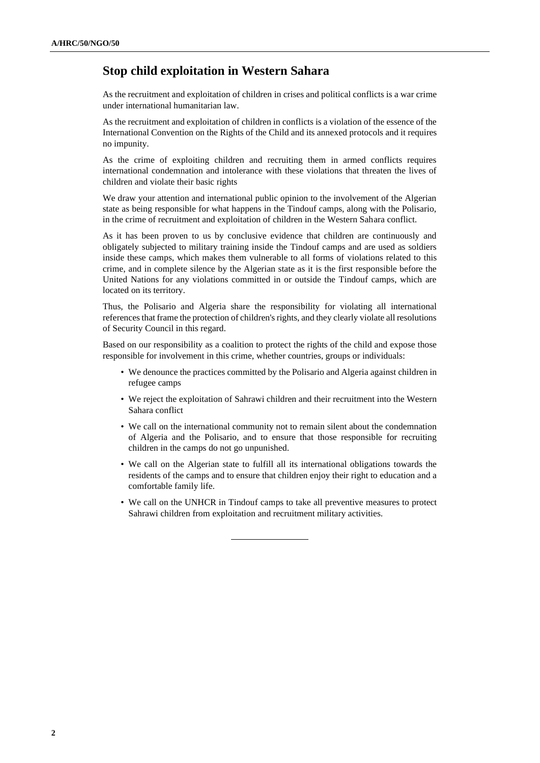## Stop child exploitation in Western Sahara

As the recruitment and exploitation of children in crises and political conflicts is a war crime under international humanitarian law.

As the recruitment and exploitation of children in conflicts is a violation of the essence of the International Convention on the Rights of the Child and its annexed protocols and it requires no impunity.

As the crime of exploiting children and recruiting them in armed conflicts requires international condemnation and intolerance with these violations that threaten the lives of children and violate their basic rights

We draw your attention and international public opinion to the involvement of the Algerian state as being responsible for what happens in the Tindouf camps, along with the Polisario, in the crime of recruitment and exploitation of children in the Western Sahara conflict.

As it has been proven to us by conclusive evidence that children are continuously and obligately subjected to military training inside the Tindouf camps and are used as soldiers inside these camps, which makes them vulnerable to all forms of violations related to this crime, and in complete silence by the Algerian state as it is the first responsible before the United Nations for any violations committed in or outside the Tindouf camps, which are located on its territory.

Thus, the Polisario and Algeria share the responsibility for violating all international references that frame the protection of children's rights, and they clearly violate all resolutions of Security Council in this regard.

Based on our responsibility as a coalition to protect the rights of the child and expose those responsible for involvement in this crime, whether countries, groups or individuals:

- We denounce the practices committed by the Polisario and Algeria against children in refugee camps
- We reject the exploitation of Sahrawi children and their recruitment into the Western Sahara conflict
- We call on the international community not to remain silent about the condemnation of Algeria and the Polisario, and to ensure that those responsible for recruiting children in the camps do not go unpunished.
- We call on the Algerian state to fulfill all its international obligations towards the residents of the camps and to ensure that children enjoy their right to education and a comfortable family life.
- We call on the UNHCR in Tindouf camps to take all preventive measures to protect Sahrawi children from exploitation and recruitment military activities.